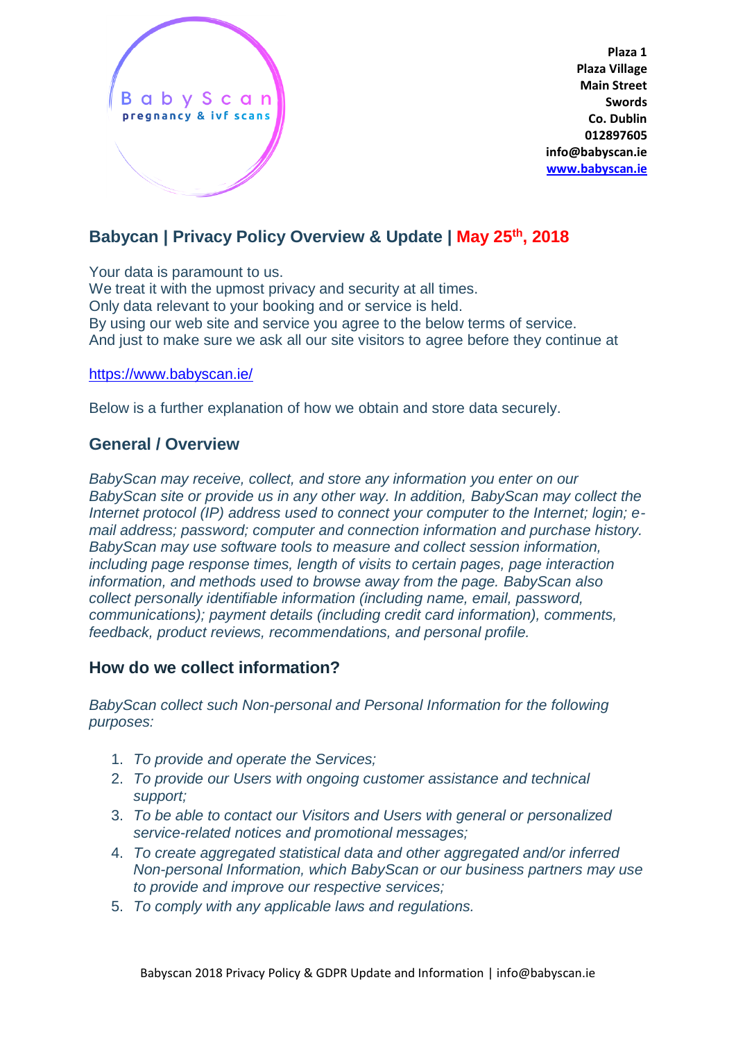BabyScan
pregnancy & ivf scans

**Plaza 1**
**Plaza Village**
**Main Street**
**Swords**
**Co. Dublin**
**012897605**
**info@babyscan.ie**
**[www.babyscan.ie](http://www.babyscan.ie)**

## Babycan | Privacy Policy Overview & Update | May 25th, 2018

Your data is paramount to us.
We treat it with the upmost privacy and security at all times.
Only data relevant to your booking and or service is held.
By using our web site and service you agree to the below terms of service.
And just to make sure we ask all our site visitors to agree before they continue at

https://www.babyscan.ie/

Below is a further explanation of how we obtain and store data securely.

## General / Overview

*BabyScan may receive, collect, and store any information you enter on our BabyScan site or provide us in any other way. In addition, BabyScan may collect the Internet protocol (IP) address used to connect your computer to the Internet; login; e-mail address; password; computer and connection information and purchase history. BabyScan may use software tools to measure and collect session information, including page response times, length of visits to certain pages, page interaction information, and methods used to browse away from the page. BabyScan also collect personally identifiable information (including name, email, password, communications); payment details (including credit card information), comments, feedback, product reviews, recommendations, and personal profile.*

## How do we collect information?

*BabyScan collect such Non-personal and Personal Information for the following purposes:*

1. *To provide and operate the Services;*
2. *To provide our Users with ongoing customer assistance and technical support;*
3. *To be able to contact our Visitors and Users with general or personalized service-related notices and promotional messages;*
4. *To create aggregated statistical data and other aggregated and/or inferred Non-personal Information, which BabyScan or our business partners may use to provide and improve our respective services;*
5. *To comply with any applicable laws and regulations.*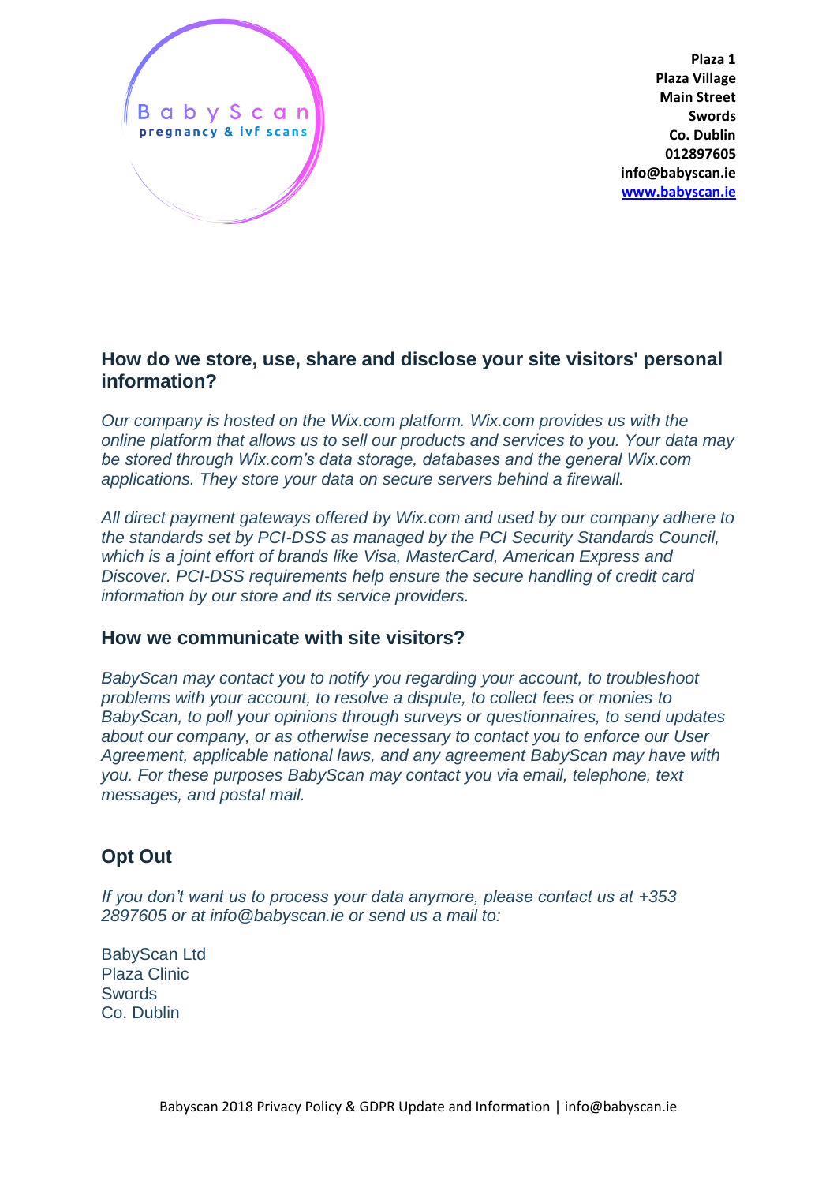Plaza 1
Plaza Village
Main Street
Swords
Co. Dublin
012897605
info@babyscan.ie
www.babyscan.ie

## How do we store, use, share and disclose your site visitors' personal information?

*Our company is hosted on the Wix.com platform. Wix.com provides us with the online platform that allows us to sell our products and services to you. Your data may be stored through Wix.com's data storage, databases and the general Wix.com applications. They store your data on secure servers behind a firewall.*

*All direct payment gateways offered by Wix.com and used by our company adhere to the standards set by PCI-DSS as managed by the PCI Security Standards Council, which is a joint effort of brands like Visa, MasterCard, American Express and Discover. PCI-DSS requirements help ensure the secure handling of credit card information by our store and its service providers.*

## How we communicate with site visitors?

*BabyScan may contact you to notify you regarding your account, to troubleshoot problems with your account, to resolve a dispute, to collect fees or monies to BabyScan, to poll your opinions through surveys or questionnaires, to send updates about our company, or as otherwise necessary to contact you to enforce our User Agreement, applicable national laws, and any agreement BabyScan may have with you. For these purposes BabyScan may contact you via email, telephone, text messages, and postal mail.*

## Opt Out

*If you don't want us to process your data anymore, please contact us at +353 2897605 or at info@babyscan.ie or send us a mail to:*

BabyScan Ltd
Plaza Clinic
Swords
Co. Dublin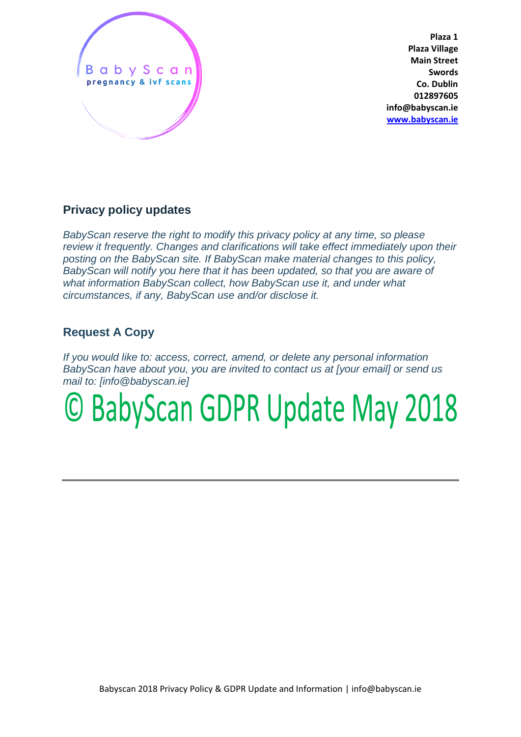Plaza 1
Plaza Village
Main Street
Swords
Co. Dublin
012897605
info@babyscan.ie
www.babyscan.ie

## Privacy policy updates

*BabyScan reserve the right to modify this privacy policy at any time, so please review it frequently. Changes and clarifications will take effect immediately upon their posting on the BabyScan site. If BabyScan make material changes to this policy, BabyScan will notify you here that it has been updated, so that you are aware of what information BabyScan collect, how BabyScan use it, and under what circumstances, if any, BabyScan use and/or disclose it.*

## Request A Copy

*If you would like to: access, correct, amend, or delete any personal information BabyScan have about you, you are invited to contact us at [your email] or send us mail to: [info@babyscan.ie]*

# © BabyScan GDPR Update May 2018

---